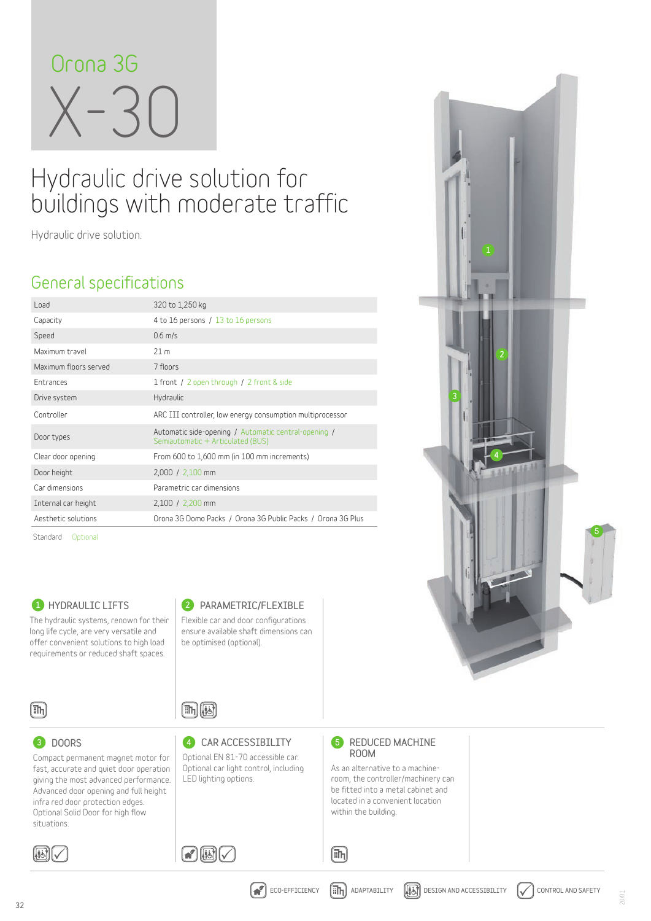# Orona 3G X-30

## Hydraulic drive solution for buildings with moderate traffic

Hydraulic drive solution.

## General specifications

| | |
|---|---|
| Load | 320 to 1,250 kg |
| Capacity | 4 to 16 persons / 13 to 16 persons |
| Speed | 0.6 m/s |
| Maximum travel | 21 m |
| Maximum floors served | 7 floors |
| Entrances | 1 front / 2 open through / 2 front & side |
| Drive system | Hydraulic |
| Controller | ARC III controller, low energy consumption multiprocessor |
| Door types | Automatic side-opening / Automatic central-opening / Semiautomatic + Articulated (BUS) |
| Clear door opening | From 600 to 1,600 mm (in 100 mm increments) |
| Door height | 2,000 / 2,100 mm |
| Car dimensions | Parametric car dimensions |
| Internal car height | 2,100 / 2,200 mm |
| Aesthetic solutions | Orona 3G Domo Packs / Orona 3G Public Packs / Orona 3G Plus |

Standard Optional

### 1 HYDRAULIC LIFTS

The hydraulic systems, renown for their long life cycle, are very versatile and offer convenient solutions to high load requirements or reduced shaft spaces.

### 2 PARAMETRIC/FLEXIBLE

Flexible car and door configurations ensure available shaft dimensions can be optimised (optional).

### 3 DOORS

Compact permanent magnet motor for fast, accurate and quiet door operation giving the most advanced performance. Advanced door opening and full height infra red door protection edges. Optional Solid Door for high flow situations.

### 4 CAR ACCESSIBILITY

Optional EN 81-70 accessible car. Optional car light control, including LED lighting options.

### 5 REDUCED MACHINE ROOM

As an alternative to a machine-room, the controller/machinery can be fitted into a metal cabinet and located in a convenient location within the building.

ECO-EFFICIENCY ADAPTABILITY DESIGN AND ACCESSIBILITY CONTROL AND SAFETY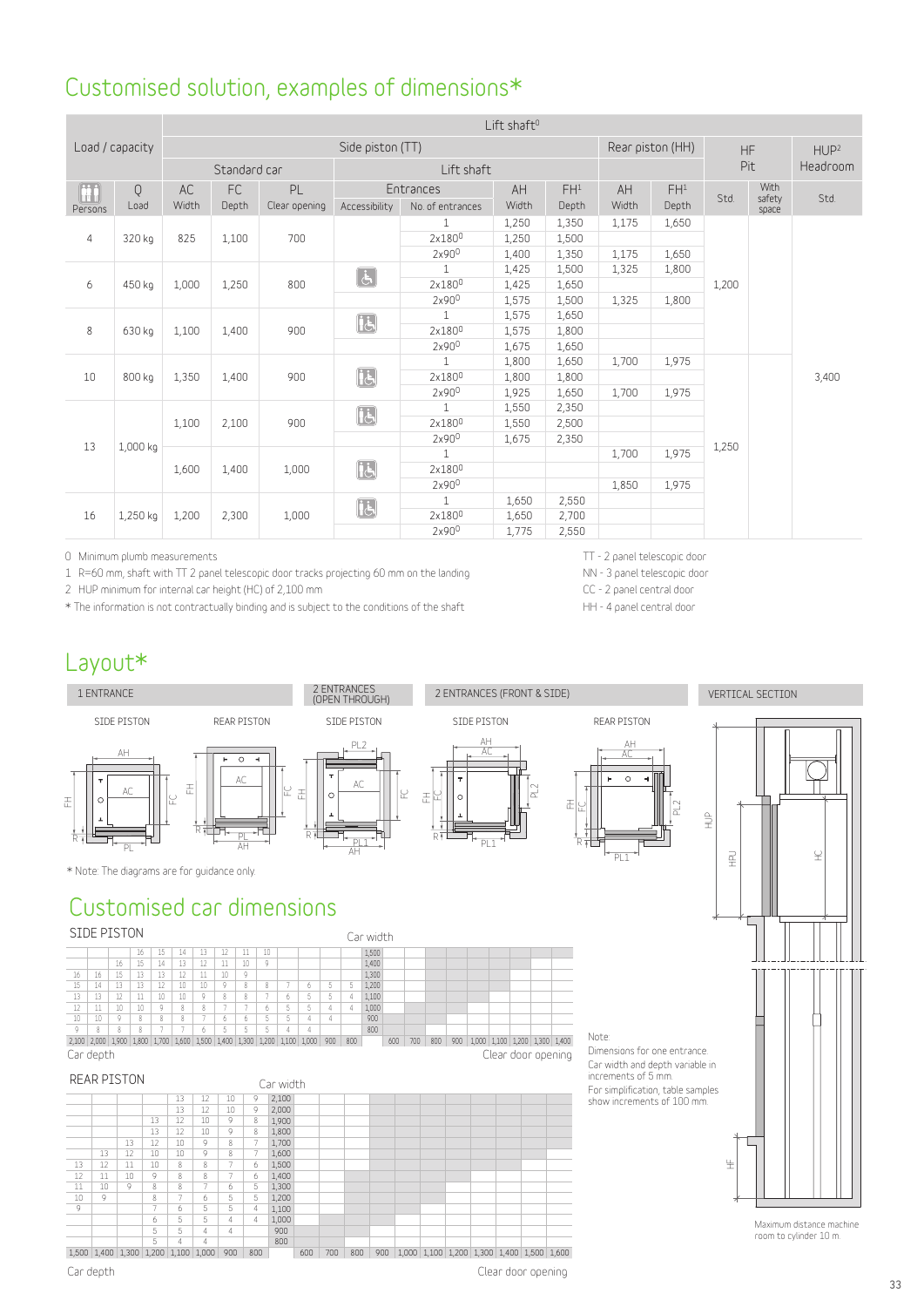# Customised solution, examples of dimensions*

| Load / capacity | | Lift shaft [0] | | | | | | | | | | | |
|---|---|---|---|---|---|---|---|---|---|---|---|---|---|
| | | Side piston (TT) | | | | | | | Rear piston (HH) | | HF Pit | | HUP [2] Headroom |
| | | Standard car | | | Lift shaft | | | | | | | | |
| Persons | Q Load | AC Width | FC Depth | PL Clear opening | Entrances: Accessibility | Entrances: No. of entrances | AH Width | FH [1] Depth | AH Width | FH [1] Depth | Std. | With safety space | Std. |
| 4 | 320 kg | 825 | 1,100 | 700 | | 1 | 1,250 | 1,350 | 1,175 | 1,650 | 1,200 | | 3,400 |
| | | | | | | 2x180° | 1,250 | 1,500 | | | | | |
| | | | | | | 2x90° | 1,400 | 1,350 | 1,175 | 1,650 | | | |
| 6 | 450 kg | 1,000 | 1,250 | 800 | ♿ | 1 | 1,425 | 1,500 | 1,325 | 1,800 | | | |
| | | | | | | 2x180° | 1,425 | 1,650 | | | | | |
| | | | | | | 2x90° | 1,575 | 1,500 | 1,325 | 1,800 | | | |
| 8 | 630 kg | 1,100 | 1,400 | 900 | ♿ | 1 | 1,575 | 1,650 | | | | | |
| | | | | | | 2x180° | 1,575 | 1,800 | | | | | |
| | | | | | | 2x90° | 1,675 | 1,650 | | | | | |
| 10 | 800 kg | 1,350 | 1,400 | 900 | ♿ | 1 | 1,800 | 1,650 | 1,700 | 1,975 | 1,250 | | |
| | | | | | | 2x180° | 1,800 | 1,800 | | | | | |
| | | | | | | 2x90° | 1,925 | 1,650 | 1,700 | 1,975 | | | |
| 13 | 1,000 kg | 1,100 | 2,100 | 900 | ♿ | 1 | 1,550 | 2,350 | | | | | |
| | | | | | | 2x180° | 1,550 | 2,500 | | | | | |
| | | | | | | 2x90° | 1,675 | 2,350 | | | | | |
| | | 1,600 | 1,400 | 1,000 | ♿ | 1 | | | 1,700 | 1,975 | | | |
| | | | | | | 2x180° | | | | | | | |
| | | | | | | 2x90° | | | 1,850 | 1,975 | | | |
| 16 | 1,250 kg | 1,200 | 2,300 | 1,000 | ♿ | 1 | 1,650 | 2,550 | | | | | |
| | | | | | | 2x180° | 1,650 | 2,700 | | | | | |
| | | | | | | 2x90° | 1,775 | 2,550 | | | | | |

0 Minimum plumb measurements

1 R=60 mm, shaft with TT 2 panel telescopic door tracks projecting 60 mm on the landing

2 HUP minimum for internal car height (HC) of 2,100 mm

* The information is not contractually binding and is subject to the conditions of the shaft

TT - 2 panel telescopic door

NN - 3 panel telescopic door

CC - 2 panel central door

HH - 4 panel central door

# Layout*

1 ENTRANCE — SIDE PISTON, REAR PISTON

2 ENTRANCES (OPEN THROUGH) — SIDE PISTON

2 ENTRANCES (FRONT & SIDE) — SIDE PISTON, REAR PISTON

VERTICAL SECTION

* Note: The diagrams are for guidance only.

# Customised car dimensions

## SIDE PISTON

| Car depth 2,100 | 2,000 | 1,900 | 1,800 | 1,700 | 1,600 | 1,500 | 1,400 | 1,300 | 1,200 | 1,100 | 1,000 | 900 | 800 | Car width | Clear door opening 600 | 700 | 800 | 900 | 1,000 | 1,100 | 1,200 | 1,300 | 1,400 |
|---|---|---|---|---|---|---|---|---|---|---|---|---|---|---|---|---|---|---|---|---|---|---|---|
| | | 16 | 15 | 14 | 13 | 12 | 11 | 10 | | | | | | 1,500 | | | | | | | | | |
| | 16 | 15 | 14 | 13 | 12 | 11 | 10 | 9 | | | | | | 1,400 | | | | | | | | | |
| 16 | 16 | 15 | 13 | 12 | 11 | 10 | 9 | | | | | | | 1,300 | | | | | | | | | |
| 15 | 14 | 13 | 13 | 12 | 10 | 10 | 9 | 8 | 8 | 7 | 6 | 5 | 5 | 1,200 | | | | | | | | | |
| 13 | 13 | 12 | 11 | 10 | 10 | 9 | 8 | 8 | 7 | 6 | 5 | 5 | 4 | 1,100 | | | | | | | | | |
| 12 | 11 | 10 | 10 | 9 | 8 | 8 | 7 | 7 | 6 | 5 | 5 | 4 | 4 | 1,000 | | | | | | | | | |
| 10 | 10 | 9 | 8 | 8 | 8 | 7 | 6 | 6 | 5 | 5 | 4 | 4 | | 900 | | | | | | | | | |
| 9 | 8 | 8 | 8 | 7 | | 6 | 5 | 5 | | 4 | 4 | | | 800 | | | | | | | | | |

Car depth — Clear door opening

## REAR PISTON

| Car depth 1,500 | 1,400 | 1,300 | 1,200 | 1,100 | 1,000 | 900 | 800 | Car width | Clear door opening 600 | 700 | 800 | 900 | 1,000 | 1,100 | 1,200 | 1,300 | 1,400 | 1,500 | 1,600 |
|---|---|---|---|---|---|---|---|---|---|---|---|---|---|---|---|---|---|---|---|
| | | | | 13 | 12 | 10 | 9 | 2,100 | | | | | | | | | | | |
| | | | | 13 | 12 | 10 | 9 | 2,000 | | | | | | | | | | | |
| | | | 13 | 12 | 10 | 9 | 8 | 1,900 | | | | | | | | | | | |
| | | | 13 | 12 | 10 | 9 | 8 | 1,800 | | | | | | | | | | | |
| | | 13 | 12 | 10 | 9 | 8 | 7 | 1,700 | | | | | | | | | | | |
| | 13 | 12 | 10 | 10 | 9 | 8 | 7 | 1,600 | | | | | | | | | | | |
| 13 | 12 | 11 | 10 | 8 | 8 | 7 | 6 | 1,500 | | | | | | | | | | | |
| 12 | 11 | 10 | 9 | 8 | 8 | 7 | 6 | 1,400 | | | | | | | | | | | |
| 11 | 10 | 9 | 8 | 8 | 7 | 6 | 5 | 1,300 | | | | | | | | | | | |
| 10 | 9 | | 8 | 7 | 6 | 5 | 5 | 1,200 | | | | | | | | | | | |
| 9 | | | 7 | 6 | 5 | 5 | 4 | 1,100 | | | | | | | | | | | |
| | | | 6 | 5 | 5 | 4 | 4 | 1,000 | | | | | | | | | | | |
| | | | 5 | 5 | 4 | 4 | | 900 | | | | | | | | | | | |
| | | | 5 | 4 | 4 | | | 800 | | | | | | | | | | | |

Car depth — Clear door opening

Note:
Dimensions for one entrance.
Car width and depth variable in increments of 5 mm.
For simplification, table samples show increments of 100 mm.

Maximum distance machine room to cylinder 10 m.